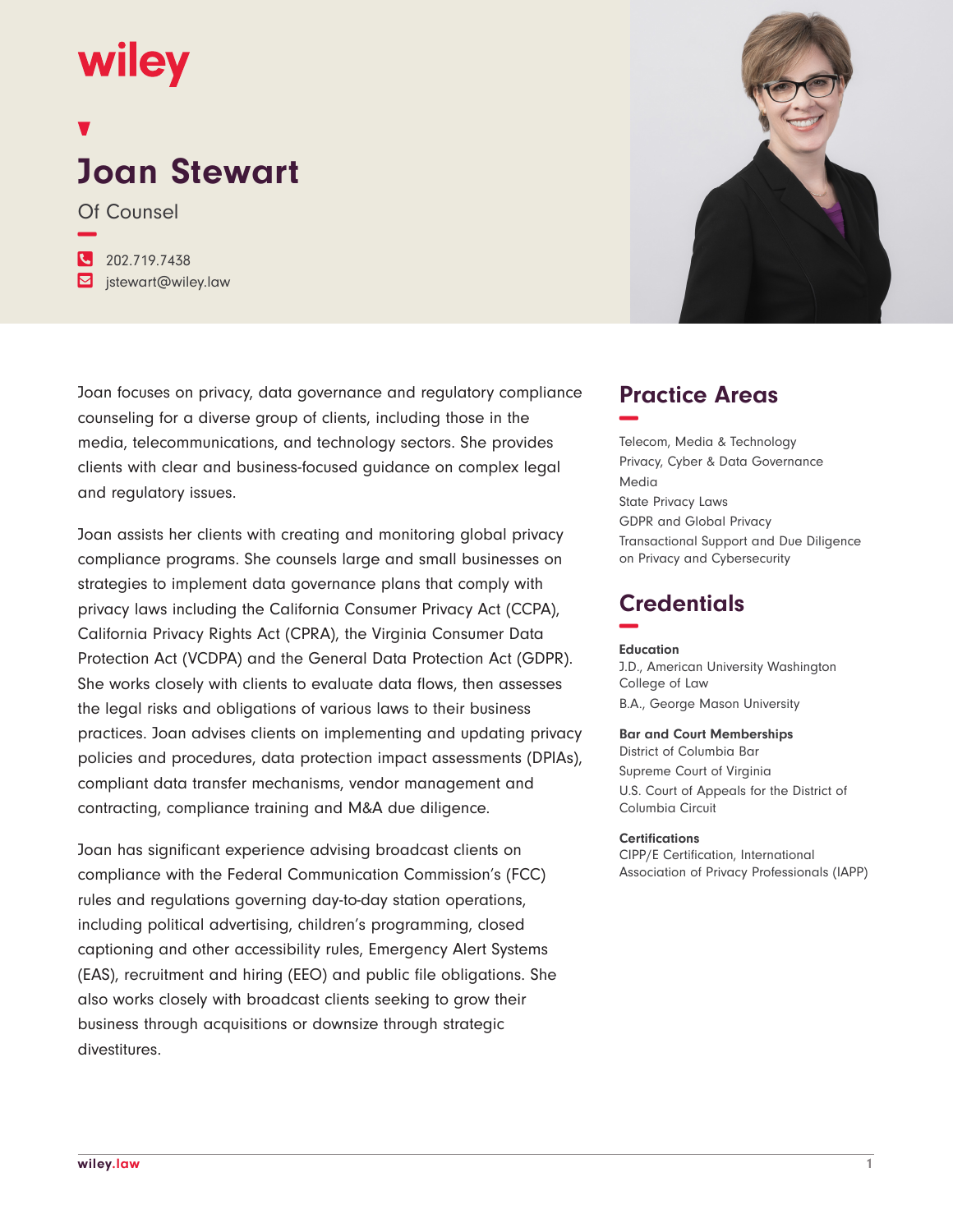wiley

# Joan Stewart

Of Counsel

202.719.7438
jstewart@wiley.law

Joan focuses on privacy, data governance and regulatory compliance counseling for a diverse group of clients, including those in the media, telecommunications, and technology sectors. She provides clients with clear and business-focused guidance on complex legal and regulatory issues.

Joan assists her clients with creating and monitoring global privacy compliance programs. She counsels large and small businesses on strategies to implement data governance plans that comply with privacy laws including the California Consumer Privacy Act (CCPA), California Privacy Rights Act (CPRA), the Virginia Consumer Data Protection Act (VCDPA) and the General Data Protection Act (GDPR). She works closely with clients to evaluate data flows, then assesses the legal risks and obligations of various laws to their business practices. Joan advises clients on implementing and updating privacy policies and procedures, data protection impact assessments (DPIAs), compliant data transfer mechanisms, vendor management and contracting, compliance training and M&A due diligence.

Joan has significant experience advising broadcast clients on compliance with the Federal Communication Commission's (FCC) rules and regulations governing day-to-day station operations, including political advertising, children's programming, closed captioning and other accessibility rules, Emergency Alert Systems (EAS), recruitment and hiring (EEO) and public file obligations. She also works closely with broadcast clients seeking to grow their business through acquisitions or downsize through strategic divestitures.

## Practice Areas

Telecom, Media & Technology
Privacy, Cyber & Data Governance
Media
State Privacy Laws
GDPR and Global Privacy
Transactional Support and Due Diligence on Privacy and Cybersecurity

## Credentials

**Education**
J.D., American University Washington College of Law
B.A., George Mason University

**Bar and Court Memberships**
District of Columbia Bar
Supreme Court of Virginia
U.S. Court of Appeals for the District of Columbia Circuit

**Certifications**
CIPP/E Certification, International Association of Privacy Professionals (IAPP)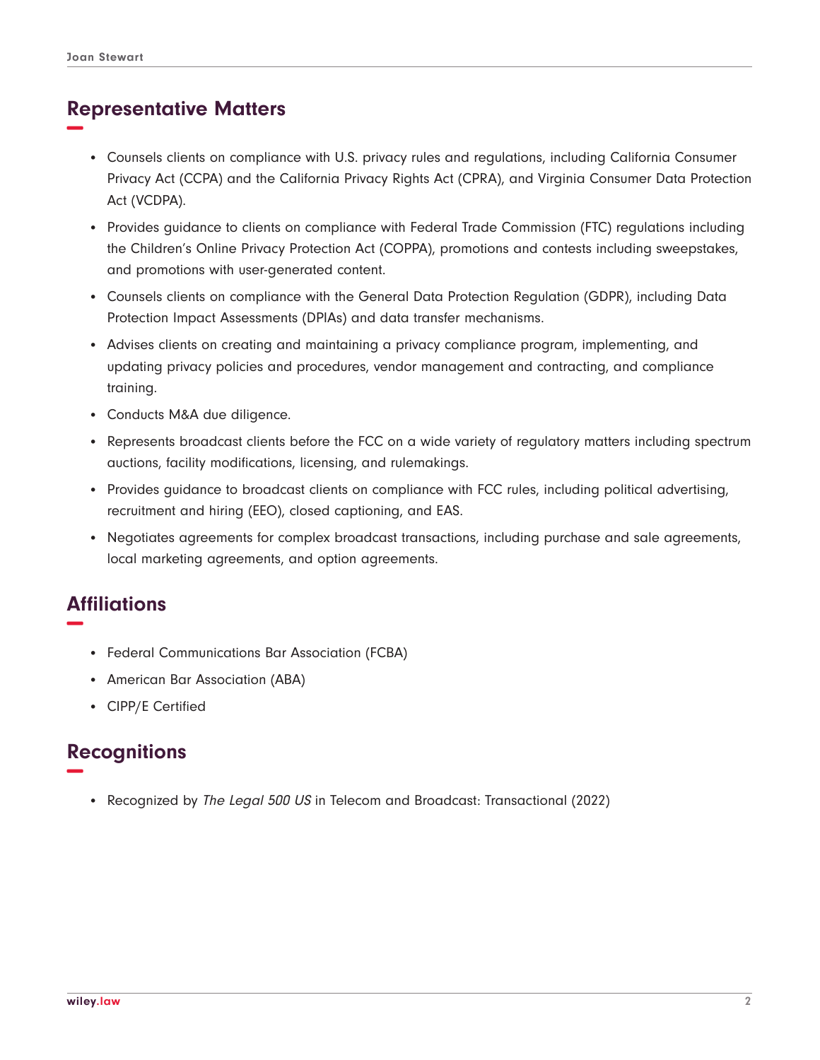## Representative Matters

- Counsels clients on compliance with U.S. privacy rules and regulations, including California Consumer Privacy Act (CCPA) and the California Privacy Rights Act (CPRA), and Virginia Consumer Data Protection Act (VCDPA).
- Provides guidance to clients on compliance with Federal Trade Commission (FTC) regulations including the Children's Online Privacy Protection Act (COPPA), promotions and contests including sweepstakes, and promotions with user-generated content.
- Counsels clients on compliance with the General Data Protection Regulation (GDPR), including Data Protection Impact Assessments (DPIAs) and data transfer mechanisms.
- Advises clients on creating and maintaining a privacy compliance program, implementing, and updating privacy policies and procedures, vendor management and contracting, and compliance training.
- Conducts M&A due diligence.
- Represents broadcast clients before the FCC on a wide variety of regulatory matters including spectrum auctions, facility modifications, licensing, and rulemakings.
- Provides guidance to broadcast clients on compliance with FCC rules, including political advertising, recruitment and hiring (EEO), closed captioning, and EAS.
- Negotiates agreements for complex broadcast transactions, including purchase and sale agreements, local marketing agreements, and option agreements.

## Affiliations

- Federal Communications Bar Association (FCBA)
- American Bar Association (ABA)
- CIPP/E Certified

## Recognitions

- Recognized by *The Legal 500 US* in Telecom and Broadcast: Transactional (2022)